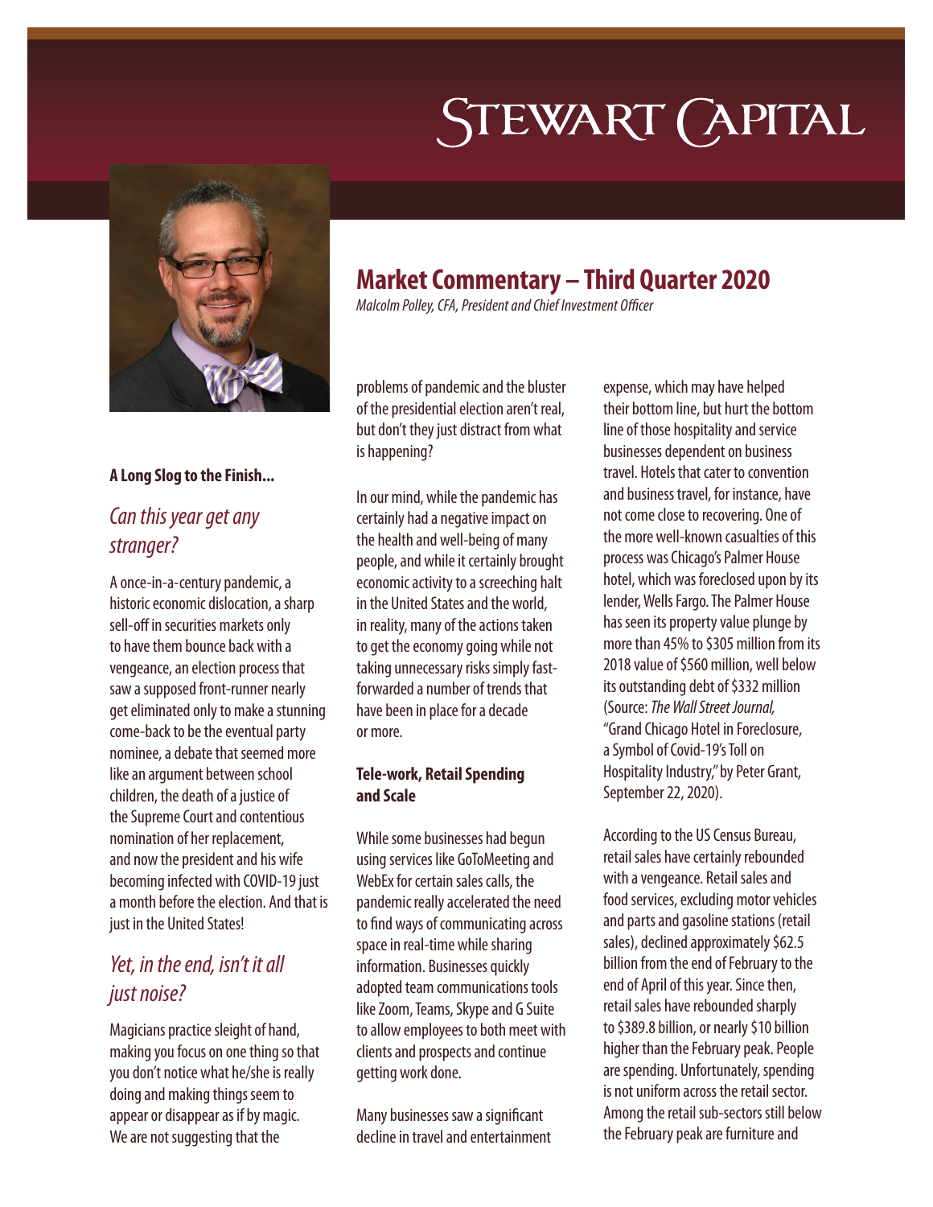# Stewart Capital

## Market Commentary – Third Quarter 2020

*Malcolm Polley, CFA, President and Chief Investment Officer*

**A Long Slog to the Finish...**

### *Can this year get any stranger?*

A once-in-a-century pandemic, a historic economic dislocation, a sharp sell-off in securities markets only to have them bounce back with a vengeance, an election process that saw a supposed front-runner nearly get eliminated only to make a stunning come-back to be the eventual party nominee, a debate that seemed more like an argument between school children, the death of a justice of the Supreme Court and contentious nomination of her replacement, and now the president and his wife becoming infected with COVID-19 just a month before the election. And that is just in the United States!

### *Yet, in the end, isn't it all just noise?*

Magicians practice sleight of hand, making you focus on one thing so that you don't notice what he/she is really doing and making things seem to appear or disappear as if by magic. We are not suggesting that the problems of pandemic and the bluster of the presidential election aren't real, but don't they just distract from what is happening?

In our mind, while the pandemic has certainly had a negative impact on the health and well-being of many people, and while it certainly brought economic activity to a screeching halt in the United States and the world, in reality, many of the actions taken to get the economy going while not taking unnecessary risks simply fast-forwarded a number of trends that have been in place for a decade or more.

**Tele-work, Retail Spending and Scale**

While some businesses had begun using services like GoToMeeting and WebEx for certain sales calls, the pandemic really accelerated the need to find ways of communicating across space in real-time while sharing information. Businesses quickly adopted team communications tools like Zoom, Teams, Skype and G Suite to allow employees to both meet with clients and prospects and continue getting work done.

Many businesses saw a significant decline in travel and entertainment expense, which may have helped their bottom line, but hurt the bottom line of those hospitality and service businesses dependent on business travel. Hotels that cater to convention and business travel, for instance, have not come close to recovering. One of the more well-known casualties of this process was Chicago's Palmer House hotel, which was foreclosed upon by its lender, Wells Fargo. The Palmer House has seen its property value plunge by more than 45% to $305 million from its 2018 value of $560 million, well below its outstanding debt of $332 million (Source: *The Wall Street Journal,* "Grand Chicago Hotel in Foreclosure, a Symbol of Covid-19's Toll on Hospitality Industry," by Peter Grant, September 22, 2020).

According to the US Census Bureau, retail sales have certainly rebounded with a vengeance. Retail sales and food services, excluding motor vehicles and parts and gasoline stations (retail sales), declined approximately $62.5 billion from the end of February to the end of April of this year. Since then, retail sales have rebounded sharply to $389.8 billion, or nearly $10 billion higher than the February peak. People are spending. Unfortunately, spending is not uniform across the retail sector. Among the retail sub-sectors still below the February peak are furniture and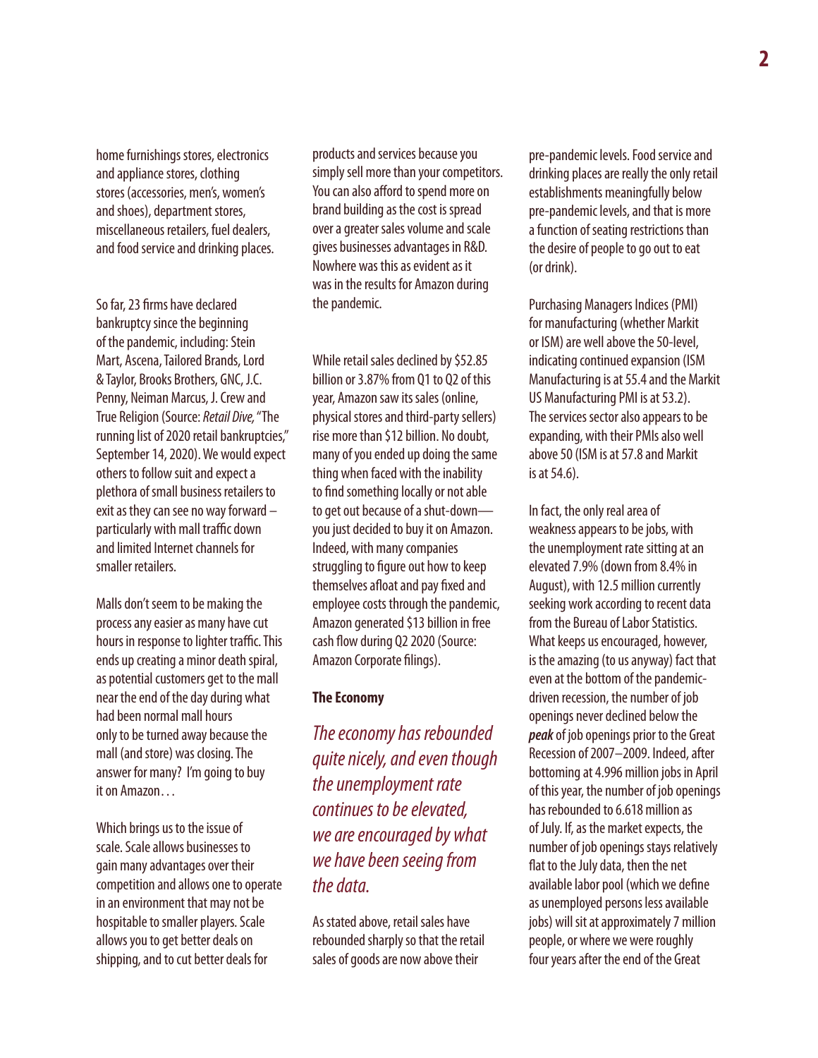home furnishings stores, electronics and appliance stores, clothing stores (accessories, men's, women's and shoes), department stores, miscellaneous retailers, fuel dealers, and food service and drinking places.

So far, 23 firms have declared bankruptcy since the beginning of the pandemic, including: Stein Mart, Ascena, Tailored Brands, Lord & Taylor, Brooks Brothers, GNC, J.C. Penny, Neiman Marcus, J. Crew and True Religion (Source: *Retail Dive,* "The running list of 2020 retail bankruptcies," September 14, 2020). We would expect others to follow suit and expect a plethora of small business retailers to exit as they can see no way forward – particularly with mall traffic down and limited Internet channels for smaller retailers.

Malls don't seem to be making the process any easier as many have cut hours in response to lighter traffic. This ends up creating a minor death spiral, as potential customers get to the mall near the end of the day during what had been normal mall hours only to be turned away because the mall (and store) was closing. The answer for many? I'm going to buy it on Amazon…

Which brings us to the issue of scale. Scale allows businesses to gain many advantages over their competition and allows one to operate in an environment that may not be hospitable to smaller players. Scale allows you to get better deals on shipping, and to cut better deals for products and services because you simply sell more than your competitors. You can also afford to spend more on brand building as the cost is spread over a greater sales volume and scale gives businesses advantages in R&D. Nowhere was this as evident as it was in the results for Amazon during the pandemic.

While retail sales declined by $52.85 billion or 3.87% from Q1 to Q2 of this year, Amazon saw its sales (online, physical stores and third-party sellers) rise more than $12 billion. No doubt, many of you ended up doing the same thing when faced with the inability to find something locally or not able to get out because of a shut-down—you just decided to buy it on Amazon. Indeed, with many companies struggling to figure out how to keep themselves afloat and pay fixed and employee costs through the pandemic, Amazon generated $13 billion in free cash flow during Q2 2020 (Source: Amazon Corporate filings).

**The Economy**

*The economy has rebounded quite nicely, and even though the unemployment rate continues to be elevated, we are encouraged by what we have been seeing from the data.*

As stated above, retail sales have rebounded sharply so that the retail sales of goods are now above their pre-pandemic levels. Food service and drinking places are really the only retail establishments meaningfully below pre-pandemic levels, and that is more a function of seating restrictions than the desire of people to go out to eat (or drink).

Purchasing Managers Indices (PMI) for manufacturing (whether Markit or ISM) are well above the 50-level, indicating continued expansion (ISM Manufacturing is at 55.4 and the Markit US Manufacturing PMI is at 53.2). The services sector also appears to be expanding, with their PMIs also well above 50 (ISM is at 57.8 and Markit is at 54.6).

In fact, the only real area of weakness appears to be jobs, with the unemployment rate sitting at an elevated 7.9% (down from 8.4% in August), with 12.5 million currently seeking work according to recent data from the Bureau of Labor Statistics. What keeps us encouraged, however, is the amazing (to us anyway) fact that even at the bottom of the pandemic-driven recession, the number of job openings never declined below the ***peak*** of job openings prior to the Great Recession of 2007–2009. Indeed, after bottoming at 4.996 million jobs in April of this year, the number of job openings has rebounded to 6.618 million as of July. If, as the market expects, the number of job openings stays relatively flat to the July data, then the net available labor pool (which we define as unemployed persons less available jobs) will sit at approximately 7 million people, or where we were roughly four years after the end of the Great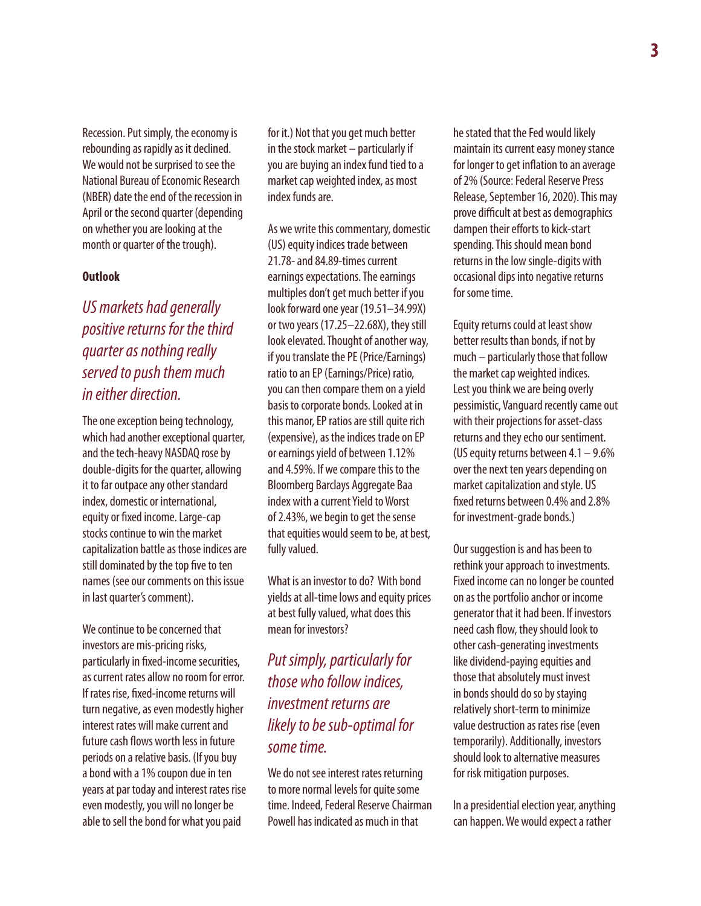Recession. Put simply, the economy is rebounding as rapidly as it declined. We would not be surprised to see the National Bureau of Economic Research (NBER) date the end of the recession in April or the second quarter (depending on whether you are looking at the month or quarter of the trough).

**Outlook**

*US markets had generally positive returns for the third quarter as nothing really served to push them much in either direction.*

The one exception being technology, which had another exceptional quarter, and the tech-heavy NASDAQ rose by double-digits for the quarter, allowing it to far outpace any other standard index, domestic or international, equity or fixed income. Large-cap stocks continue to win the market capitalization battle as those indices are still dominated by the top five to ten names (see our comments on this issue in last quarter's comment).

We continue to be concerned that investors are mis-pricing risks, particularly in fixed-income securities, as current rates allow no room for error. If rates rise, fixed-income returns will turn negative, as even modestly higher interest rates will make current and future cash flows worth less in future periods on a relative basis. (If you buy a bond with a 1% coupon due in ten years at par today and interest rates rise even modestly, you will no longer be able to sell the bond for what you paid for it.) Not that you get much better in the stock market – particularly if you are buying an index fund tied to a market cap weighted index, as most index funds are.

As we write this commentary, domestic (US) equity indices trade between 21.78- and 84.89-times current earnings expectations. The earnings multiples don't get much better if you look forward one year (19.51–34.99X) or two years (17.25–22.68X), they still look elevated. Thought of another way, if you translate the PE (Price/Earnings) ratio to an EP (Earnings/Price) ratio, you can then compare them on a yield basis to corporate bonds. Looked at in this manor, EP ratios are still quite rich (expensive), as the indices trade on EP or earnings yield of between 1.12% and 4.59%. If we compare this to the Bloomberg Barclays Aggregate Baa index with a current Yield to Worst of 2.43%, we begin to get the sense that equities would seem to be, at best, fully valued.

What is an investor to do? With bond yields at all-time lows and equity prices at best fully valued, what does this mean for investors?

*Put simply, particularly for those who follow indices, investment returns are likely to be sub-optimal for some time.*

We do not see interest rates returning to more normal levels for quite some time. Indeed, Federal Reserve Chairman Powell has indicated as much in that he stated that the Fed would likely maintain its current easy money stance for longer to get inflation to an average of 2% (Source: Federal Reserve Press Release, September 16, 2020). This may prove difficult at best as demographics dampen their efforts to kick-start spending. This should mean bond returns in the low single-digits with occasional dips into negative returns for some time.

Equity returns could at least show better results than bonds, if not by much – particularly those that follow the market cap weighted indices. Lest you think we are being overly pessimistic, Vanguard recently came out with their projections for asset-class returns and they echo our sentiment. (US equity returns between 4.1 – 9.6% over the next ten years depending on market capitalization and style. US fixed returns between 0.4% and 2.8% for investment-grade bonds.)

Our suggestion is and has been to rethink your approach to investments. Fixed income can no longer be counted on as the portfolio anchor or income generator that it had been. If investors need cash flow, they should look to other cash-generating investments like dividend-paying equities and those that absolutely must invest in bonds should do so by staying relatively short-term to minimize value destruction as rates rise (even temporarily). Additionally, investors should look to alternative measures for risk mitigation purposes.

In a presidential election year, anything can happen. We would expect a rather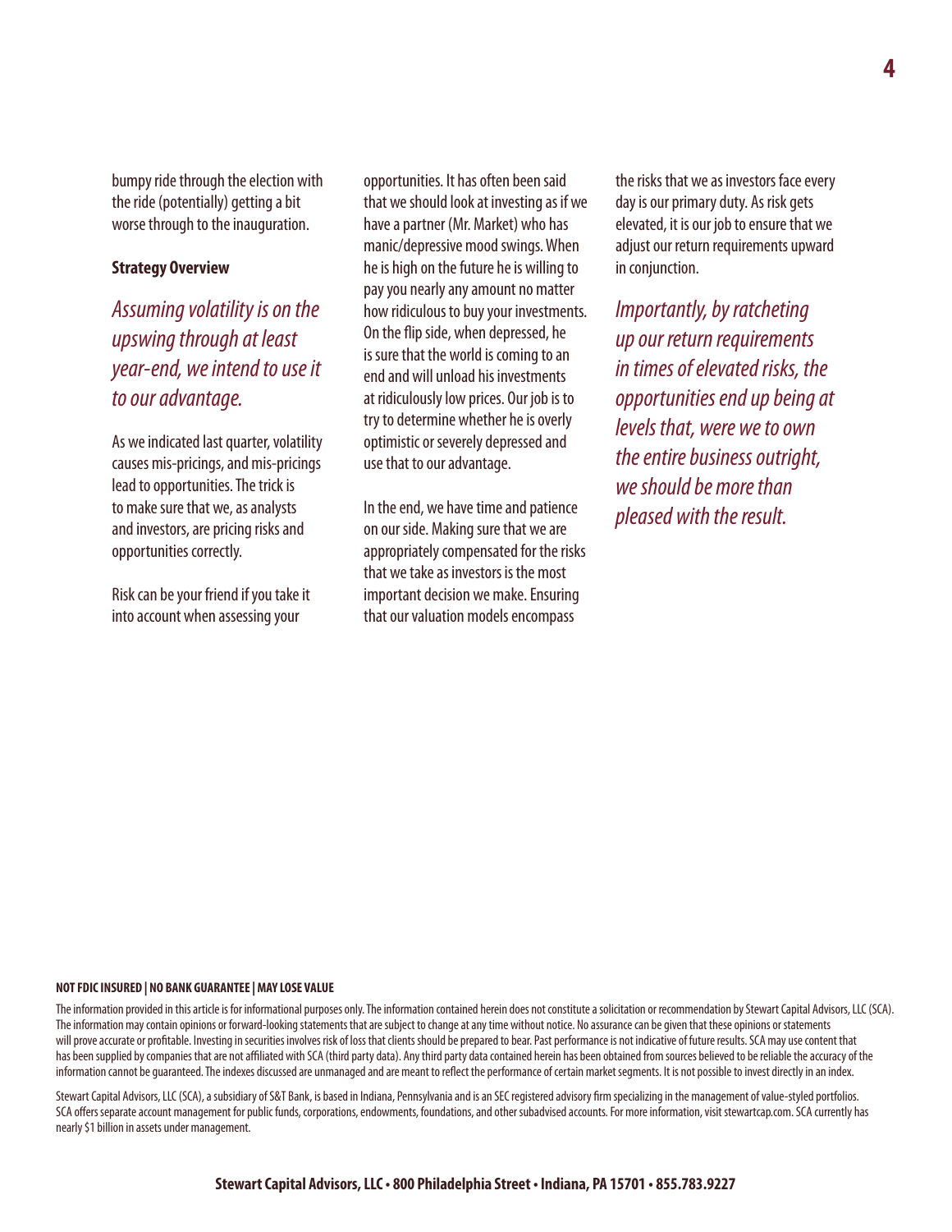bumpy ride through the election with the ride (potentially) getting a bit worse through to the inauguration.

**Strategy Overview**

*Assuming volatility is on the upswing through at least year-end, we intend to use it to our advantage.*

As we indicated last quarter, volatility causes mis-pricings, and mis-pricings lead to opportunities. The trick is to make sure that we, as analysts and investors, are pricing risks and opportunities correctly.

Risk can be your friend if you take it into account when assessing your opportunities. It has often been said that we should look at investing as if we have a partner (Mr. Market) who has manic/depressive mood swings. When he is high on the future he is willing to pay you nearly any amount no matter how ridiculous to buy your investments. On the flip side, when depressed, he is sure that the world is coming to an end and will unload his investments at ridiculously low prices. Our job is to try to determine whether he is overly optimistic or severely depressed and use that to our advantage.

In the end, we have time and patience on our side. Making sure that we are appropriately compensated for the risks that we take as investors is the most important decision we make. Ensuring that our valuation models encompass the risks that we as investors face every day is our primary duty. As risk gets elevated, it is our job to ensure that we adjust our return requirements upward in conjunction.

*Importantly, by ratcheting up our return requirements in times of elevated risks, the opportunities end up being at levels that, were we to own the entire business outright, we should be more than pleased with the result.*

**NOT FDIC INSURED | NO BANK GUARANTEE | MAY LOSE VALUE**

The information provided in this article is for informational purposes only. The information contained herein does not constitute a solicitation or recommendation by Stewart Capital Advisors, LLC (SCA). The information may contain opinions or forward-looking statements that are subject to change at any time without notice. No assurance can be given that these opinions or statements will prove accurate or profitable. Investing in securities involves risk of loss that clients should be prepared to bear. Past performance is not indicative of future results. SCA may use content that has been supplied by companies that are not affiliated with SCA (third party data). Any third party data contained herein has been obtained from sources believed to be reliable the accuracy of the information cannot be guaranteed. The indexes discussed are unmanaged and are meant to reflect the performance of certain market segments. It is not possible to invest directly in an index.

Stewart Capital Advisors, LLC (SCA), a subsidiary of S&T Bank, is based in Indiana, Pennsylvania and is an SEC registered advisory firm specializing in the management of value-styled portfolios. SCA offers separate account management for public funds, corporations, endowments, foundations, and other subadvised accounts. For more information, visit stewartcap.com. SCA currently has nearly $1 billion in assets under management.

**Stewart Capital Advisors, LLC • 800 Philadelphia Street • Indiana, PA 15701 • 855.783.9227**